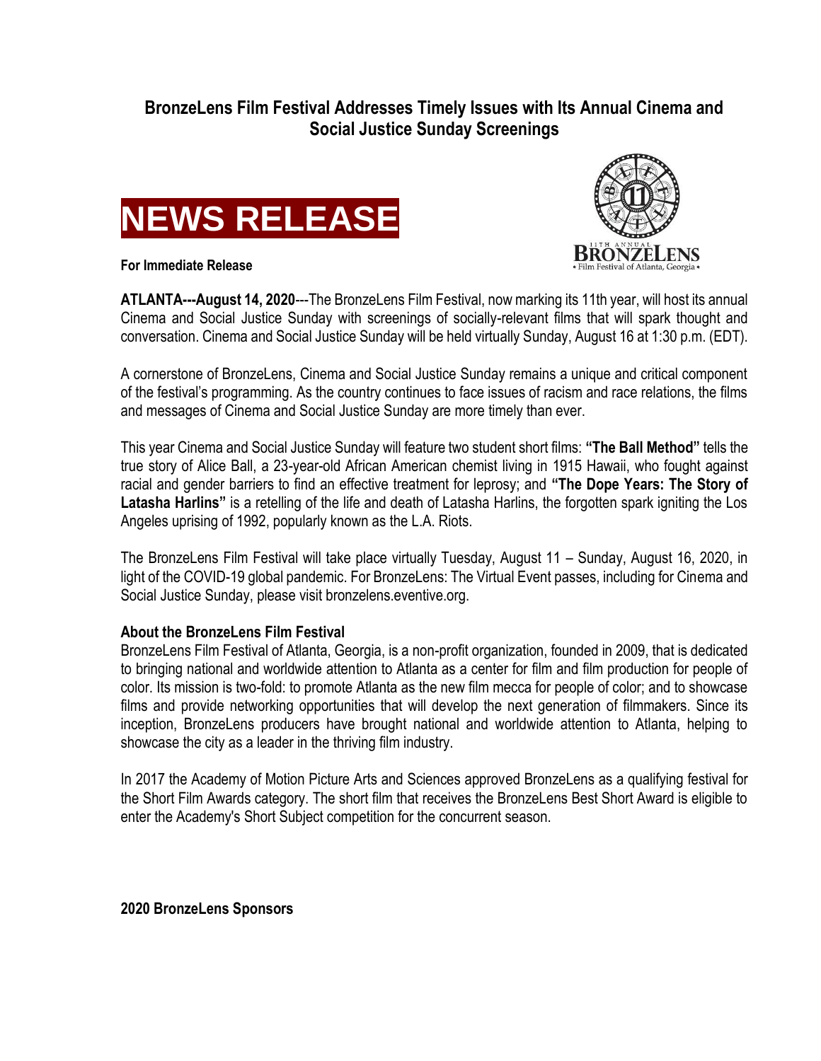## BronzeLens Film Festival Addresses Timely Issues with Its Annual Cinema and Social Justice Sunday Screenings

# NEWS RELEASE

**For Immediate Release**

**ATLANTA---August 14, 2020**---The BronzeLens Film Festival, now marking its 11th year, will host its annual Cinema and Social Justice Sunday with screenings of socially-relevant films that will spark thought and conversation. Cinema and Social Justice Sunday will be held virtually Sunday, August 16 at 1:30 p.m. (EDT).

A cornerstone of BronzeLens, Cinema and Social Justice Sunday remains a unique and critical component of the festival's programming. As the country continues to face issues of racism and race relations, the films and messages of Cinema and Social Justice Sunday are more timely than ever.

This year Cinema and Social Justice Sunday will feature two student short films: **"The Ball Method"** tells the true story of Alice Ball, a 23-year-old African American chemist living in 1915 Hawaii, who fought against racial and gender barriers to find an effective treatment for leprosy; and **"The Dope Years: The Story of Latasha Harlins"** is a retelling of the life and death of Latasha Harlins, the forgotten spark igniting the Los Angeles uprising of 1992, popularly known as the L.A. Riots.

The BronzeLens Film Festival will take place virtually Tuesday, August 11 – Sunday, August 16, 2020, in light of the COVID-19 global pandemic. For BronzeLens: The Virtual Event passes, including for Cinema and Social Justice Sunday, please visit bronzelens.eventive.org.

**About the BronzeLens Film Festival**

BronzeLens Film Festival of Atlanta, Georgia, is a non-profit organization, founded in 2009, that is dedicated to bringing national and worldwide attention to Atlanta as a center for film and film production for people of color. Its mission is two-fold: to promote Atlanta as the new film mecca for people of color; and to showcase films and provide networking opportunities that will develop the next generation of filmmakers. Since its inception, BronzeLens producers have brought national and worldwide attention to Atlanta, helping to showcase the city as a leader in the thriving film industry.

In 2017 the Academy of Motion Picture Arts and Sciences approved BronzeLens as a qualifying festival for the Short Film Awards category. The short film that receives the BronzeLens Best Short Award is eligible to enter the Academy's Short Subject competition for the concurrent season.

**2020 BronzeLens Sponsors**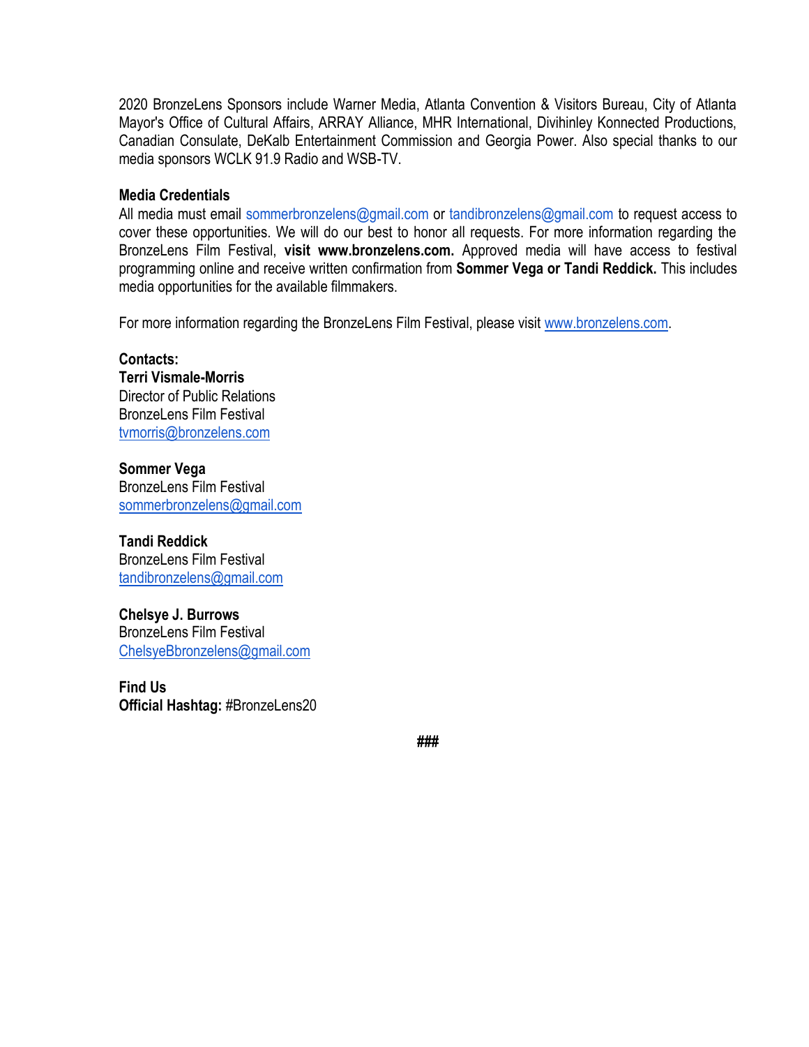2020 BronzeLens Sponsors include Warner Media, Atlanta Convention & Visitors Bureau, City of Atlanta Mayor's Office of Cultural Affairs, ARRAY Alliance, MHR International, Divihinley Konnected Productions, Canadian Consulate, DeKalb Entertainment Commission and Georgia Power. Also special thanks to our media sponsors WCLK 91.9 Radio and WSB-TV.

**Media Credentials**
All media must email sommerbronzelens@gmail.com or tandibronzelens@gmail.com to request access to cover these opportunities. We will do our best to honor all requests. For more information regarding the BronzeLens Film Festival, **visit www.bronzelens.com.** Approved media will have access to festival programming online and receive written confirmation from **Sommer Vega or Tandi Reddick.** This includes media opportunities for the available filmmakers.

For more information regarding the BronzeLens Film Festival, please visit www.bronzelens.com.

**Contacts:**
**Terri Vismale-Morris**
Director of Public Relations
BronzeLens Film Festival
tvmorris@bronzelens.com

**Sommer Vega**
BronzeLens Film Festival
sommerbronzelens@gmail.com

**Tandi Reddick**
BronzeLens Film Festival
tandibronzelens@gmail.com

**Chelsye J. Burrows**
BronzeLens Film Festival
ChelsyeBbronzelens@gmail.com

**Find Us**
**Official Hashtag:** #BronzeLens20

**###**